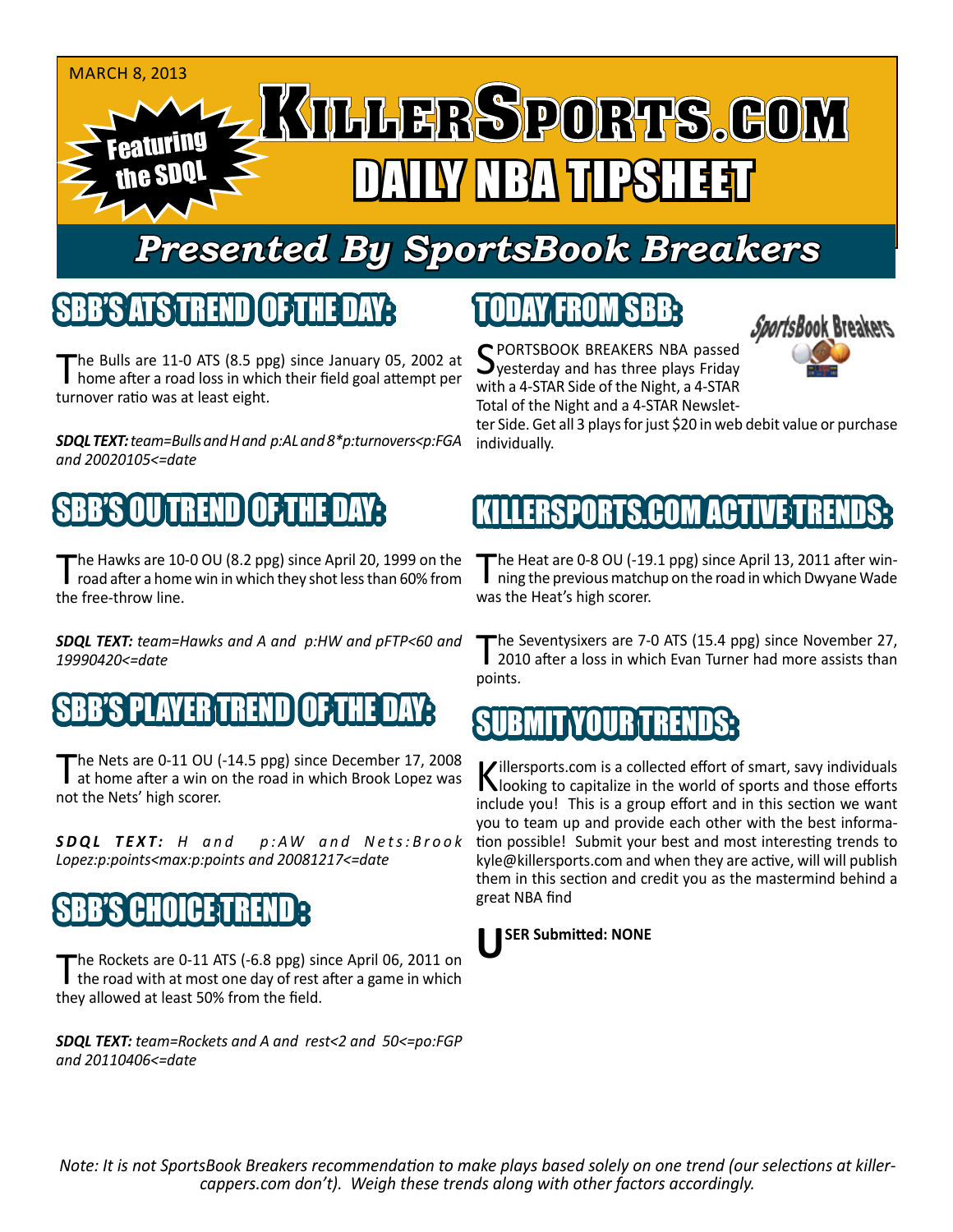MARCH 8, 2013

# KILLERSPORTS.COM DAILY NBA TIPSHEET

Featuring the SDQL

## Presented By SportsBook Breakers

## SBB'S ATS TREND OF THE DAY:

The Bulls are 11-0 ATS (8.5 ppg) since January 05, 2002 at home after a road loss in which their field goal attempt per turnover ratio was at least eight.

***SDQL TEXT:*** *team=Bulls and H and p:AL and 8*p:turnovers<p:FGA and 20020105<=date*

## SBB'S OU TREND OF THE DAY:

The Hawks are 10-0 OU (8.2 ppg) since April 20, 1999 on the road after a home win in which they shot less than 60% from the free-throw line.

***SDQL TEXT:*** *team=Hawks and A and p:HW and pFTP<60 and 19990420<=date*

## SBB'S PLAYER TREND OF THE DAY:

The Nets are 0-11 OU (-14.5 ppg) since December 17, 2008 at home after a win on the road in which Brook Lopez was not the Nets' high scorer.

***SDQL TEXT:*** *H and p:AW and Nets:Brook Lopez:p:points<max:p:points and 20081217<=date*

## SBB'S CHOICE TREND:

The Rockets are 0-11 ATS (-6.8 ppg) since April 06, 2011 on the road with at most one day of rest after a game in which they allowed at least 50% from the field.

***SDQL TEXT:*** *team=Rockets and A and rest<2 and 50<=po:FGP and 20110406<=date*

## TODAY FROM SBB:

SPORTSBOOK BREAKERS NBA passed yesterday and has three plays Friday with a 4-STAR Side of the Night, a 4-STAR Total of the Night and a 4-STAR Newsletter Side. Get all 3 plays for just $20 in web debit value or purchase individually.

## KILLERSPORTS.COM ACTIVE TRENDS:

The Heat are 0-8 OU (-19.1 ppg) since April 13, 2011 after winning the previous matchup on the road in which Dwyane Wade was the Heat's high scorer.

The Seventysixers are 7-0 ATS (15.4 ppg) since November 27, 2010 after a loss in which Evan Turner had more assists than points.

## SUBMIT YOUR TRENDS:

Killersports.com is a collected effort of smart, savy individuals looking to capitalize in the world of sports and those efforts include you! This is a group effort and in this section we want you to team up and provide each other with the best information possible! Submit your best and most interesting trends to kyle@killersports.com and when they are active, will will publish them in this section and credit you as the mastermind behind a great NBA find

**USER Submitted: NONE**

*Note: It is not SportsBook Breakers recommendation to make plays based solely on one trend (our selections at killercappers.com don't). Weigh these trends along with other factors accordingly.*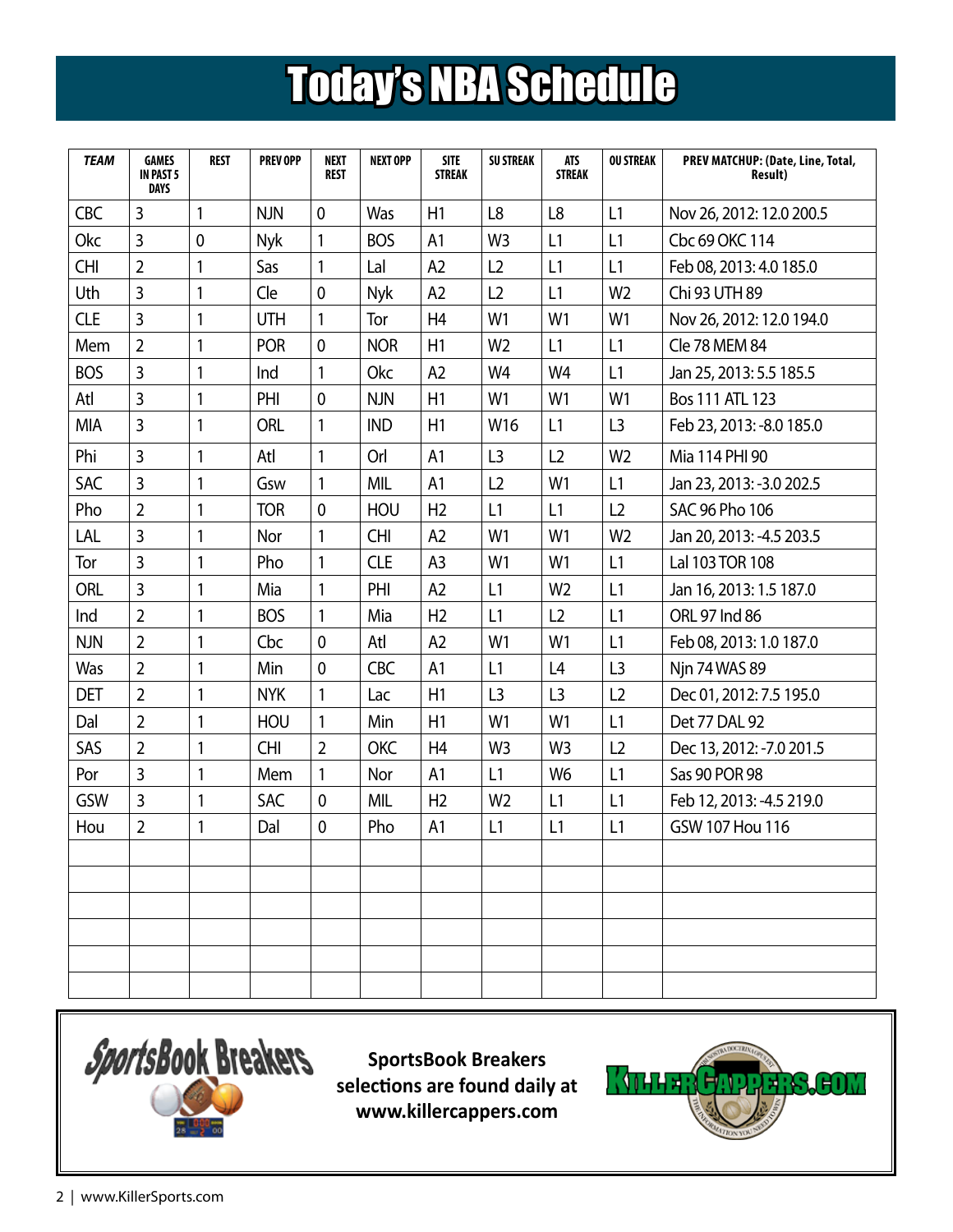# Today's NBA Schedule

| TEAM | GAMES IN PAST 5 DAYS | REST | PREV OPP | NEXT REST | NEXT OPP | SITE STREAK | SU STREAK | ATS STREAK | OU STREAK | PREV MATCHUP: (Date, Line, Total, Result) |
|---|---|---|---|---|---|---|---|---|---|---|
| CBC | 3 | 1 | NJN | 0 | Was | H1 | L8 | L8 | L1 | Nov 26, 2012: 12.0 200.5 |
| Okc | 3 | 0 | Nyk | 1 | BOS | A1 | W3 | L1 | L1 | Cbc 69 OKC 114 |
| CHI | 2 | 1 | Sas | 1 | Lal | A2 | L2 | L1 | L1 | Feb 08, 2013: 4.0 185.0 |
| Uth | 3 | 1 | Cle | 0 | Nyk | A2 | L2 | L1 | W2 | Chi 93 UTH 89 |
| CLE | 3 | 1 | UTH | 1 | Tor | H4 | W1 | W1 | W1 | Nov 26, 2012: 12.0 194.0 |
| Mem | 2 | 1 | POR | 0 | NOR | H1 | W2 | L1 | L1 | Cle 78 MEM 84 |
| BOS | 3 | 1 | Ind | 1 | Okc | A2 | W4 | W4 | L1 | Jan 25, 2013: 5.5 185.5 |
| Atl | 3 | 1 | PHI | 0 | NJN | H1 | W1 | W1 | W1 | Bos 111 ATL 123 |
| MIA | 3 | 1 | ORL | 1 | IND | H1 | W16 | L1 | L3 | Feb 23, 2013: -8.0 185.0 |
| Phi | 3 | 1 | Atl | 1 | Orl | A1 | L3 | L2 | W2 | Mia 114 PHI 90 |
| SAC | 3 | 1 | Gsw | 1 | MIL | A1 | L2 | W1 | L1 | Jan 23, 2013: -3.0 202.5 |
| Pho | 2 | 1 | TOR | 0 | HOU | H2 | L1 | L1 | L2 | SAC 96 Pho 106 |
| LAL | 3 | 1 | Nor | 1 | CHI | A2 | W1 | W1 | W2 | Jan 20, 2013: -4.5 203.5 |
| Tor | 3 | 1 | Pho | 1 | CLE | A3 | W1 | W1 | L1 | Lal 103 TOR 108 |
| ORL | 3 | 1 | Mia | 1 | PHI | A2 | L1 | W2 | L1 | Jan 16, 2013: 1.5 187.0 |
| Ind | 2 | 1 | BOS | 1 | Mia | H2 | L1 | L2 | L1 | ORL 97 Ind 86 |
| NJN | 2 | 1 | Cbc | 0 | Atl | A2 | W1 | W1 | L1 | Feb 08, 2013: 1.0 187.0 |
| Was | 2 | 1 | Min | 0 | CBC | A1 | L1 | L4 | L3 | Njn 74 WAS 89 |
| DET | 2 | 1 | NYK | 1 | Lac | H1 | L3 | L3 | L2 | Dec 01, 2012: 7.5 195.0 |
| Dal | 2 | 1 | HOU | 1 | Min | H1 | W1 | W1 | L1 | Det 77 DAL 92 |
| SAS | 2 | 1 | CHI | 2 | OKC | H4 | W3 | W3 | L2 | Dec 13, 2012: -7.0 201.5 |
| Por | 3 | 1 | Mem | 1 | Nor | A1 | L1 | W6 | L1 | Sas 90 POR 98 |
| GSW | 3 | 1 | SAC | 0 | MIL | H2 | W2 | L1 | L1 | Feb 12, 2013: -4.5 219.0 |
| Hou | 2 | 1 | Dal | 0 | Pho | A1 | L1 | L1 | L1 | GSW 107 Hou 116 |
| | | | | | | | | | | |
| | | | | | | | | | | |
| | | | | | | | | | | |
| | | | | | | | | | | |
| | | | | | | | | | | |
| | | | | | | | | | | |

SportsBook Breakers

**SportsBook Breakers selections are found daily at www.killercappers.com**

KILLERCAPPERS.COM